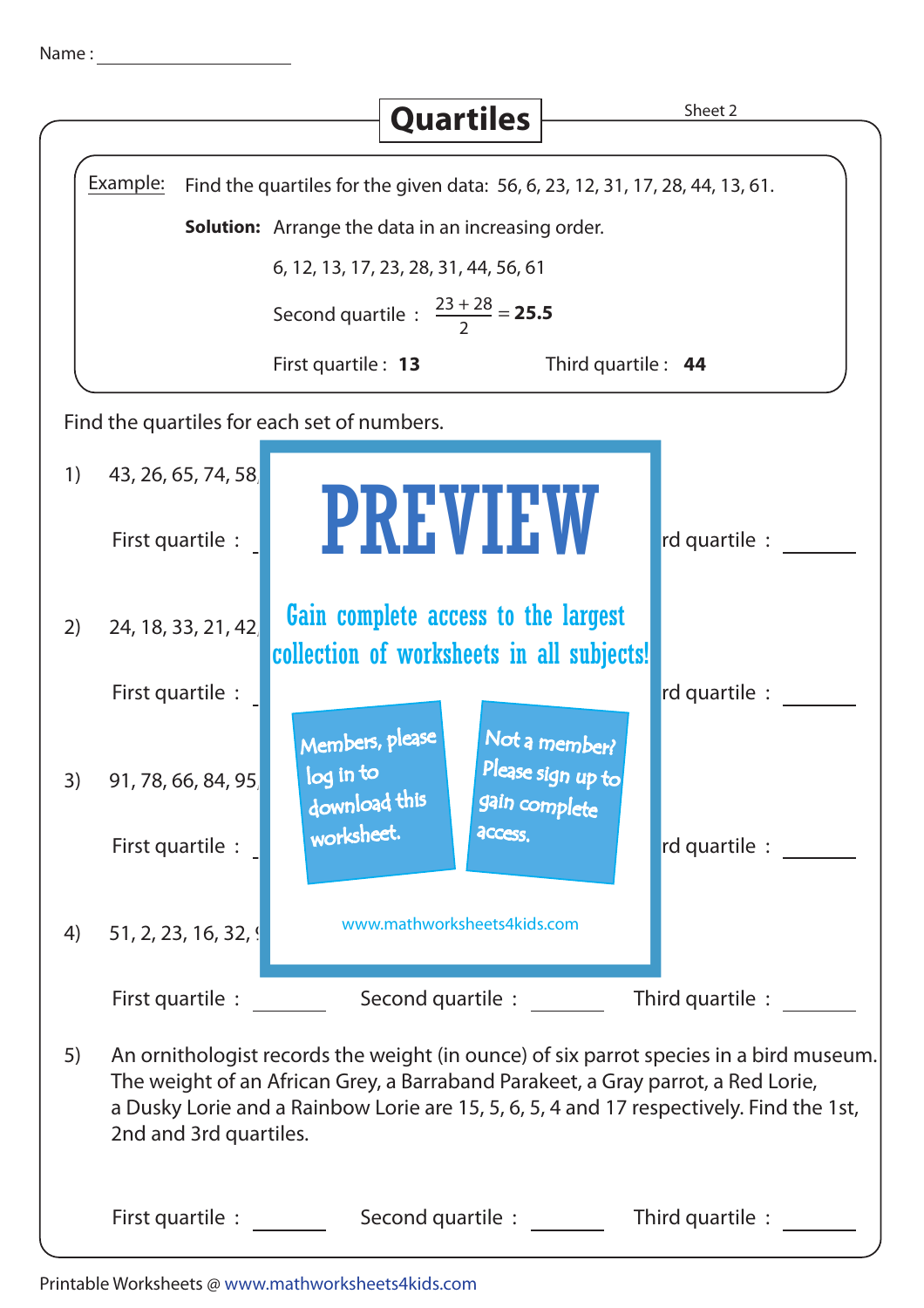Name : ____________________

# Quartiles

Sheet 2

Example: Find the quartiles for the given data: 56, 6, 23, 12, 31, 17, 28, 44, 13, 61.

**Solution:** Arrange the data in an increasing order.

6, 12, 13, 17, 23, 28, 31, 44, 56, 61

Second quartile : $\frac{23 + 28}{2} = \mathbf{25.5}$

First quartile : **13** Third quartile : **44**

Find the quartiles for each set of numbers.

1) 43, 26, 65, 74, 58,

First quartile : ____ rd quartile : ____

2) 24, 18, 33, 21, 42,

First quartile : ____ rd quartile : ____

3) 91, 78, 66, 84, 95,

First quartile : ____ rd quartile : ____

4) 51, 2, 23, 16, 32,

First quartile : ____ Second quartile : ____ Third quartile : ____

PREVIEW

Gain complete access to the largest collection of worksheets in all subjects!

Members, please log in to download this worksheet.

Not a member? Please sign up to gain complete access.

www.mathworksheets4kids.com

5) An ornithologist records the weight (in ounce) of six parrot species in a bird museum. The weight of an African Grey, a Barraband Parakeet, a Gray parrot, a Red Lorie, a Dusky Lorie and a Rainbow Lorie are 15, 5, 6, 5, 4 and 17 respectively. Find the 1st, 2nd and 3rd quartiles.

First quartile : ____ Second quartile : ____ Third quartile : ____

Printable Worksheets @ www.mathworksheets4kids.com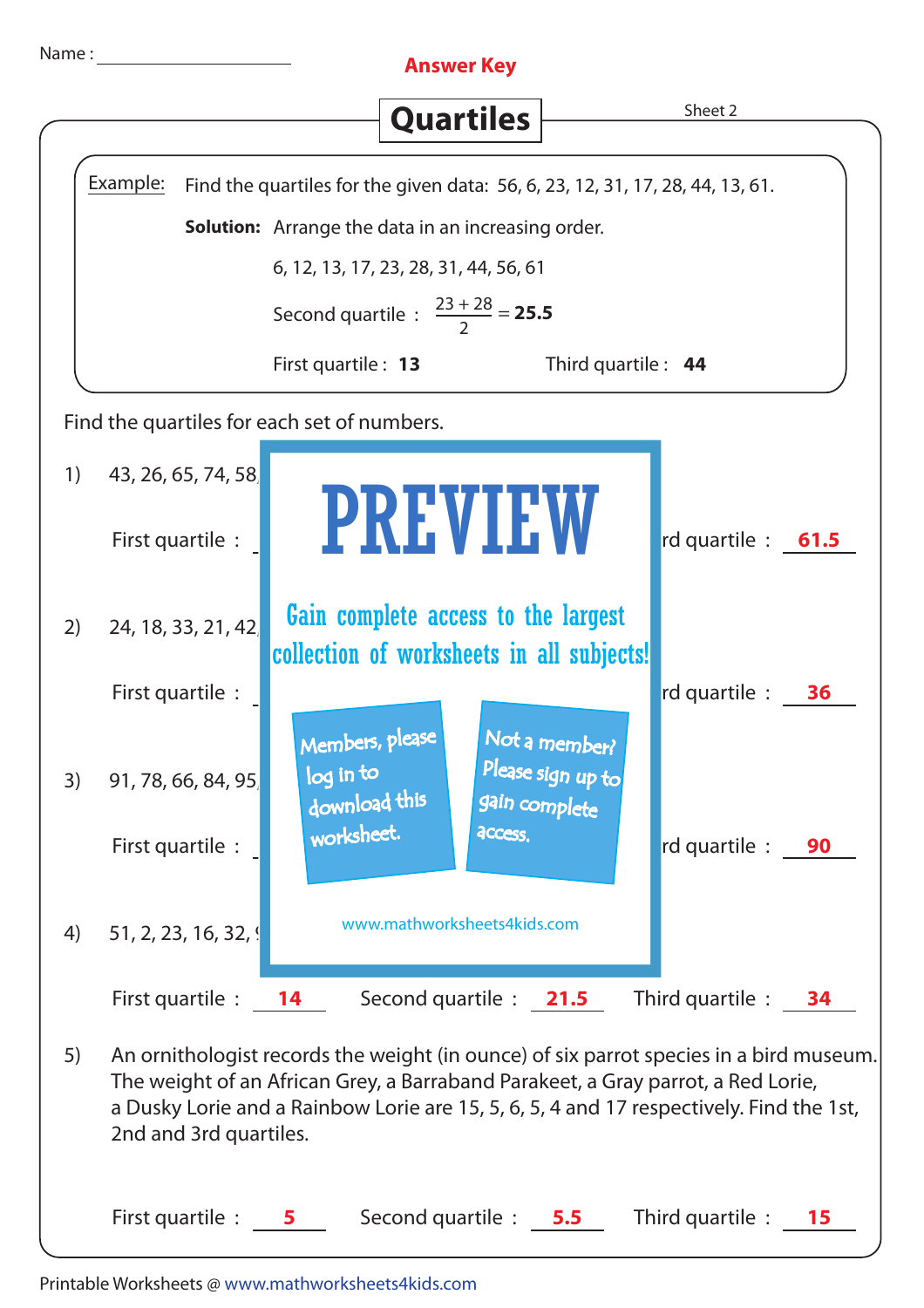Name : ____________________

**Answer Key**

# Quartiles

Sheet 2

Example: Find the quartiles for the given data: 56, 6, 23, 12, 31, 17, 28, 44, 13, 61.

**Solution:** Arrange the data in an increasing order.

6, 12, 13, 17, 23, 28, 31, 44, 56, 61

Second quartile : $\frac{23 + 28}{2} = \mathbf{25.5}$

First quartile : **13** Third quartile : **44**

Find the quartiles for each set of numbers.

1) 43, 26, 65, 74, 58

First quartile : ____ Third quartile : **61.5**

2) 24, 18, 33, 21, 42

First quartile : ____ Third quartile : **36**

3) 91, 78, 66, 84, 95

First quartile : ____ Third quartile : **90**

4) 51, 2, 23, 16, 32,

First quartile : **14** Second quartile : **21.5** Third quartile : **34**

5) An ornithologist records the weight (in ounce) of six parrot species in a bird museum. The weight of an African Grey, a Barraband Parakeet, a Gray parrot, a Red Lorie, a Dusky Lorie and a Rainbow Lorie are 15, 5, 6, 5, 4 and 17 respectively. Find the 1st, 2nd and 3rd quartiles.

First quartile : **5** Second quartile : **5.5** Third quartile : **15**

PREVIEW

Gain complete access to the largest collection of worksheets in all subjects!

Members, please log in to download this worksheet.

Not a member? Please sign up to gain complete access.

www.mathworksheets4kids.com

Printable Worksheets @ www.mathworksheets4kids.com